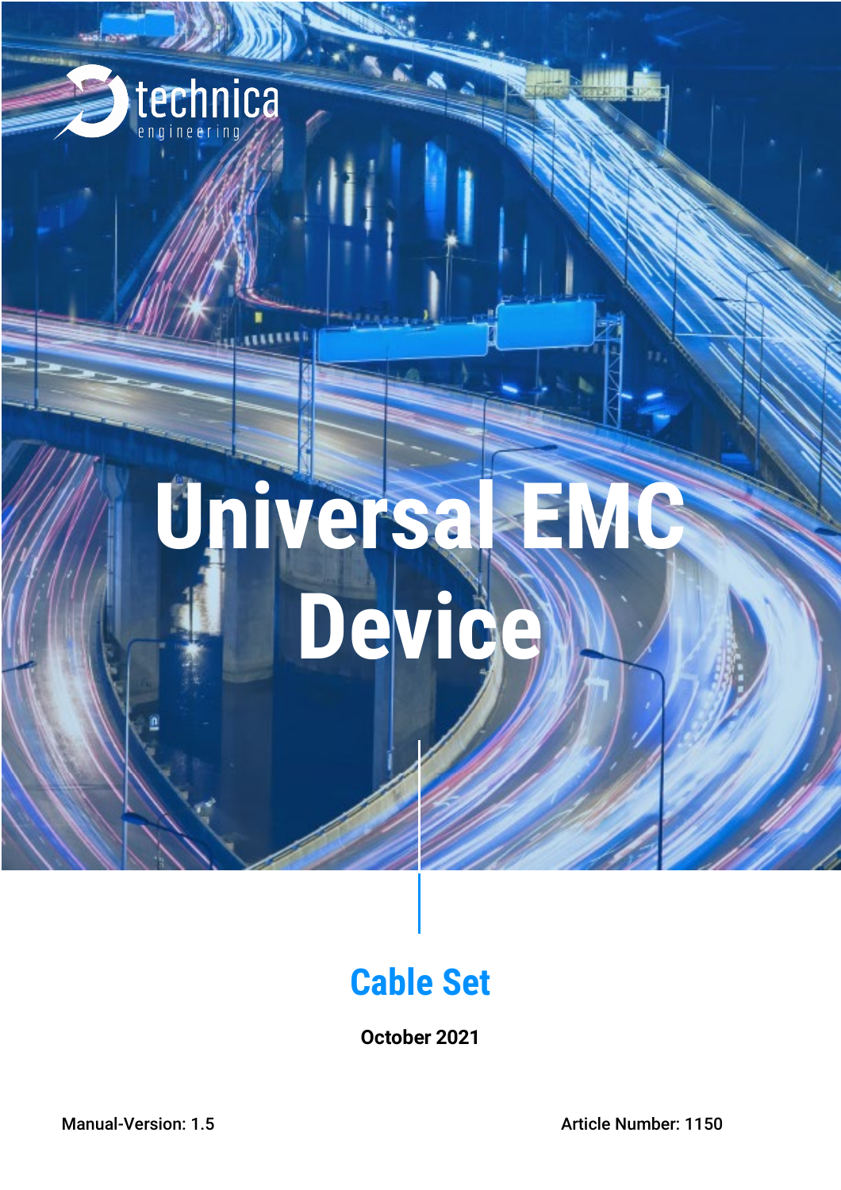technica engineering

# Universal EMC Device

## Cable Set

**October 2021**

Manual-Version: 1.5

Article Number: 1150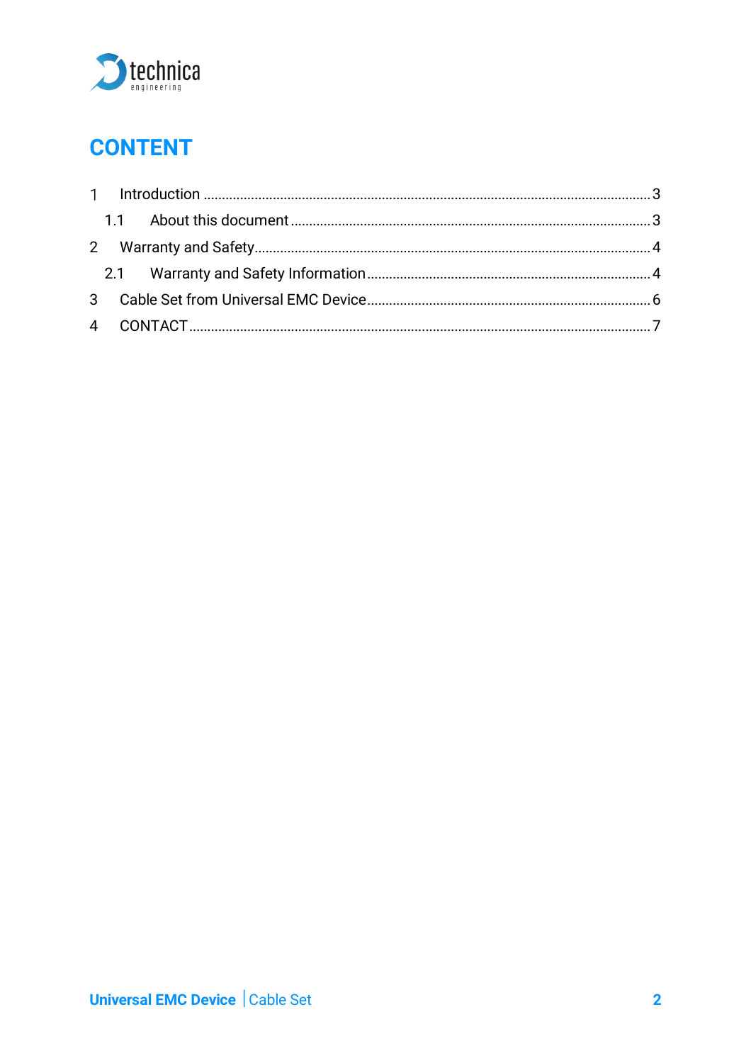# CONTENT

1 Introduction ........................................ 3

  1.1 About this document ........................................ 3

2 Warranty and Safety ........................................ 4

  2.1 Warranty and Safety Information ........................................ 4

3 Cable Set from Universal EMC Device ........................................ 6

4 CONTACT ........................................ 7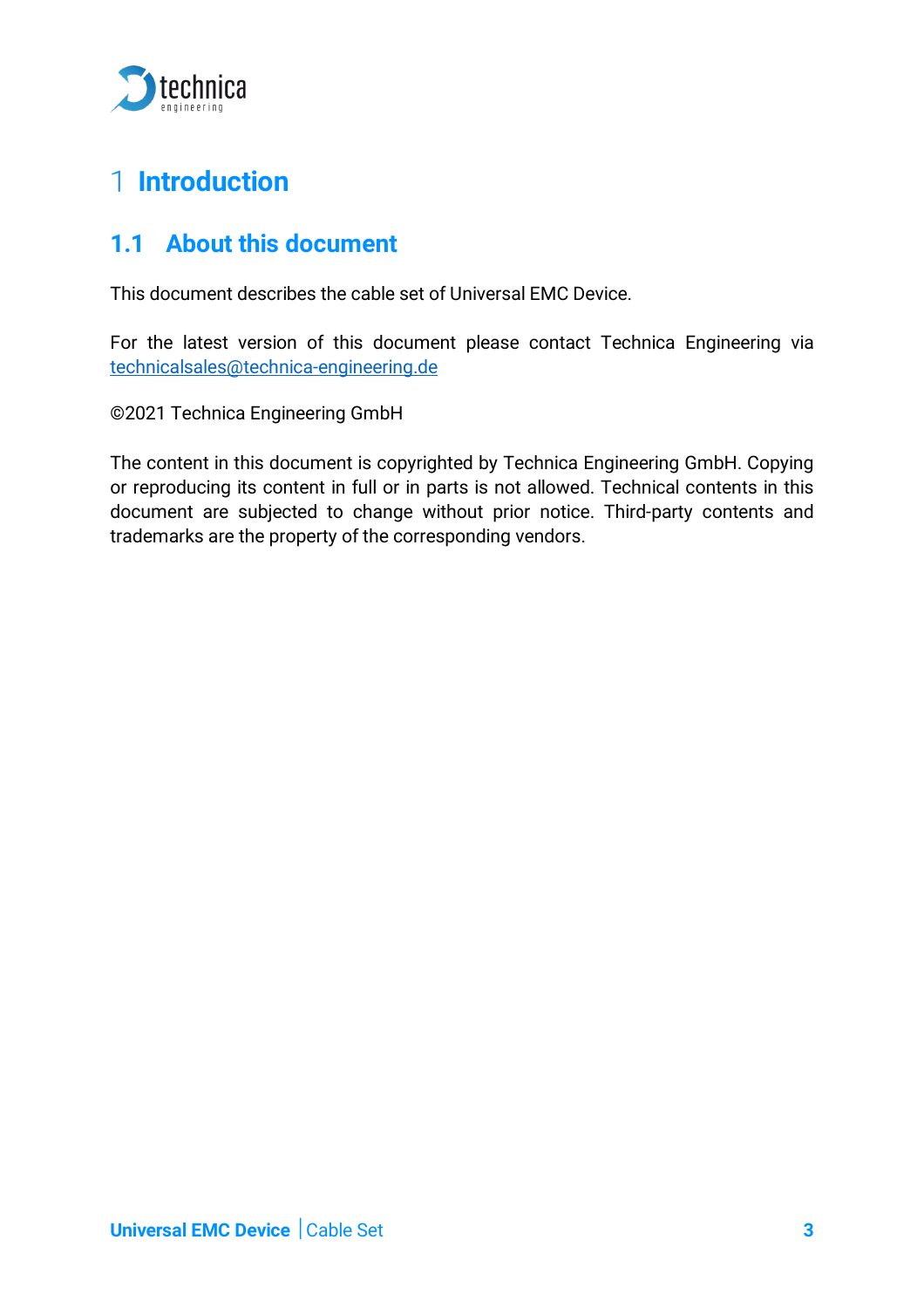# 1 Introduction

## 1.1 About this document

This document describes the cable set of Universal EMC Device.

For the latest version of this document please contact Technica Engineering via technicalsales@technica-engineering.de

©2021 Technica Engineering GmbH

The content in this document is copyrighted by Technica Engineering GmbH. Copying or reproducing its content in full or in parts is not allowed. Technical contents in this document are subjected to change without prior notice. Third-party contents and trademarks are the property of the corresponding vendors.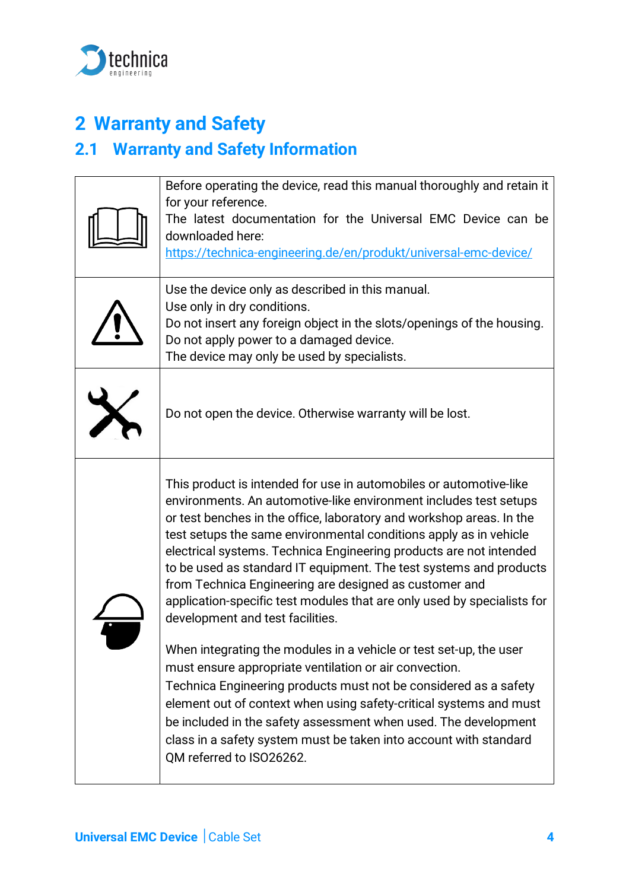# 2 Warranty and Safety

## 2.1 Warranty and Safety Information

| | |
|---|---|
| | Before operating the device, read this manual thoroughly and retain it for your reference.<br>The latest documentation for the Universal EMC Device can be downloaded here:<br>https://technica-engineering.de/en/produkt/universal-emc-device/ |
| | Use the device only as described in this manual.<br>Use only in dry conditions.<br>Do not insert any foreign object in the slots/openings of the housing.<br>Do not apply power to a damaged device.<br>The device may only be used by specialists. |
| | Do not open the device. Otherwise warranty will be lost. |
| | This product is intended for use in automobiles or automotive-like environments. An automotive-like environment includes test setups or test benches in the office, laboratory and workshop areas. In the test setups the same environmental conditions apply as in vehicle electrical systems. Technica Engineering products are not intended to be used as standard IT equipment. The test systems and products from Technica Engineering are designed as customer and application-specific test modules that are only used by specialists for development and test facilities.<br><br>When integrating the modules in a vehicle or test set-up, the user must ensure appropriate ventilation or air convection.<br>Technica Engineering products must not be considered as a safety element out of context when using safety-critical systems and must be included in the safety assessment when used. The development class in a safety system must be taken into account with standard QM referred to ISO26262. |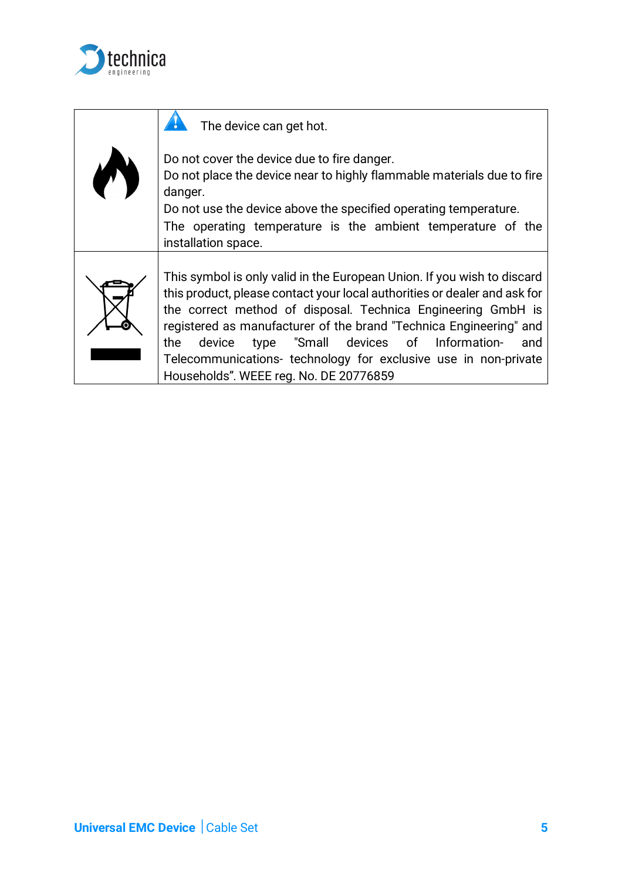| | |
|---|---|
| | The device can get hot.<br><br>Do not cover the device due to fire danger.<br>Do not place the device near to highly flammable materials due to fire danger.<br>Do not use the device above the specified operating temperature.<br>The operating temperature is the ambient temperature of the installation space. |
| | This symbol is only valid in the European Union. If you wish to discard this product, please contact your local authorities or dealer and ask for the correct method of disposal. Technica Engineering GmbH is registered as manufacturer of the brand "Technica Engineering" and the device type "Small devices of Information- and Telecommunications- technology for exclusive use in non-private Households”. WEEE reg. No. DE 20776859 |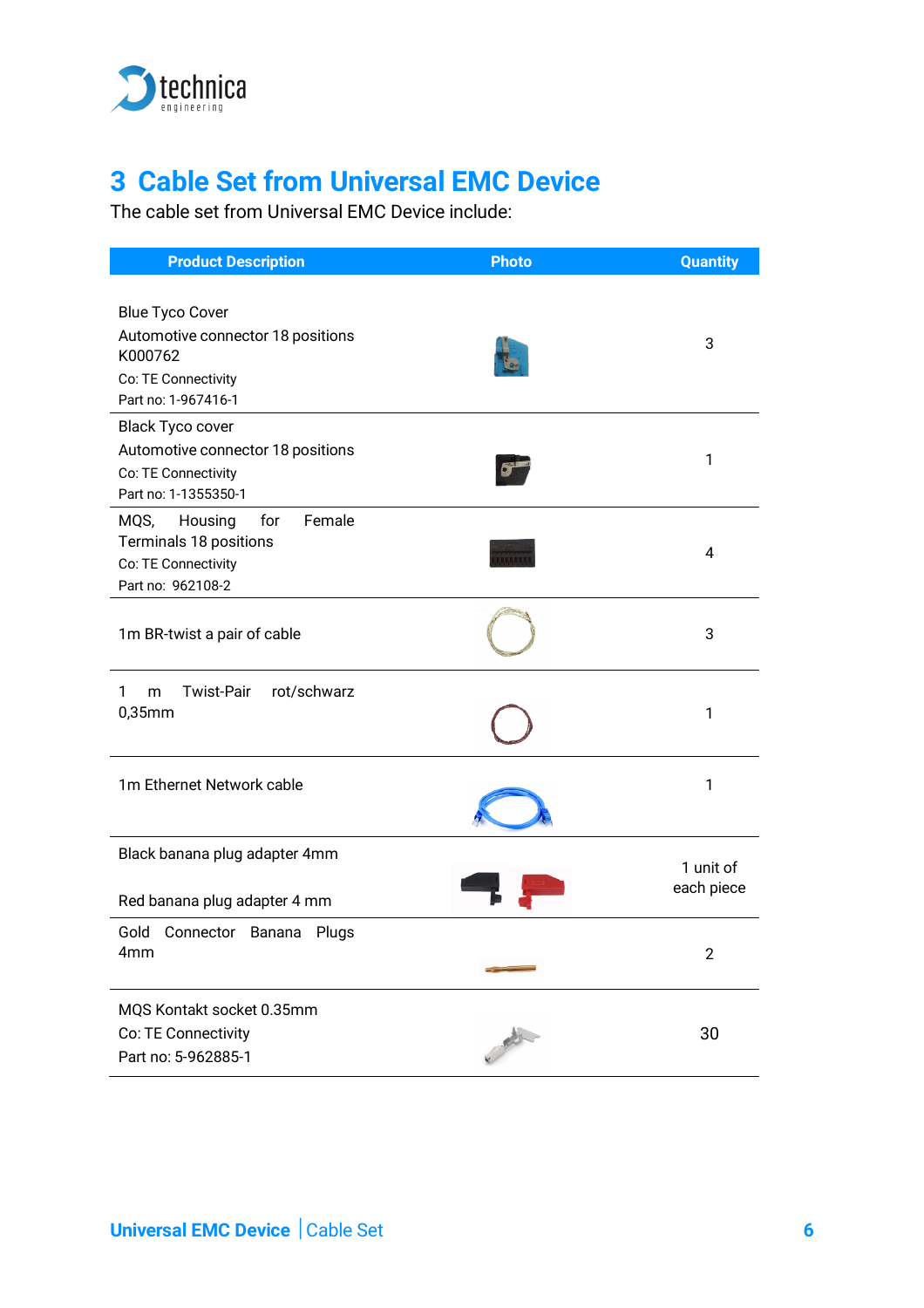# 3 Cable Set from Universal EMC Device

The cable set from Universal EMC Device include:

| Product Description | Photo | Quantity |
|---|---|---|
| Blue Tyco Cover<br>Automotive connector 18 positions<br>K000762<br>Co: TE Connectivity<br>Part no: 1-967416-1 | | 3 |
| Black Tyco cover<br>Automotive connector 18 positions<br>Co: TE Connectivity<br>Part no: 1-1355350-1 | | 1 |
| MQS, Housing for Female Terminals 18 positions<br>Co: TE Connectivity<br>Part no: 962108-2 | | 4 |
| 1m BR-twist a pair of cable | | 3 |
| 1 m Twist-Pair rot/schwarz 0,35mm | | 1 |
| 1m Ethernet Network cable | | 1 |
| Black banana plug adapter 4mm<br><br>Red banana plug adapter 4 mm | | 1 unit of each piece |
| Gold Connector Banana Plugs 4mm | | 2 |
| MQS Kontakt socket 0.35mm<br>Co: TE Connectivity<br>Part no: 5-962885-1 | | 30 |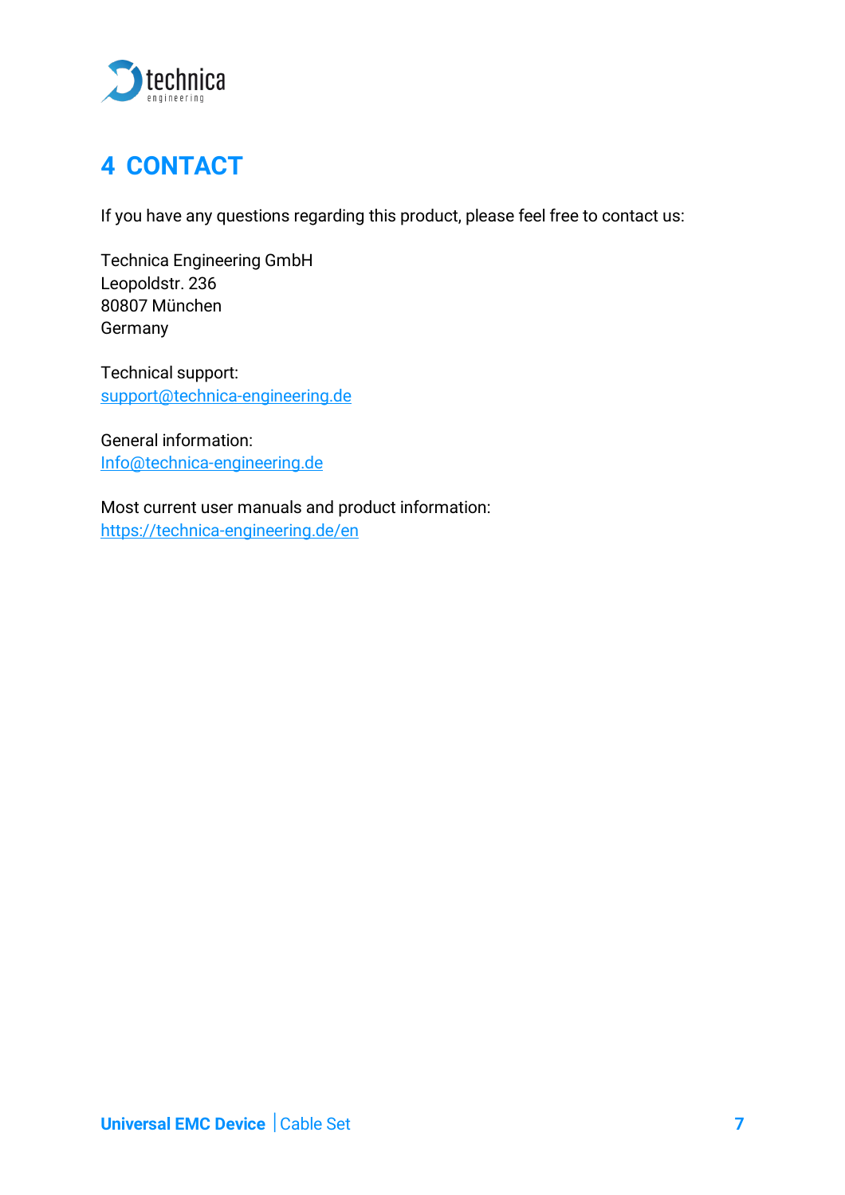# 4 CONTACT

If you have any questions regarding this product, please feel free to contact us:

Technica Engineering GmbH
Leopoldstr. 236
80807 München
Germany

Technical support:
support@technica-engineering.de

General information:
Info@technica-engineering.de

Most current user manuals and product information:
https://technica-engineering.de/en